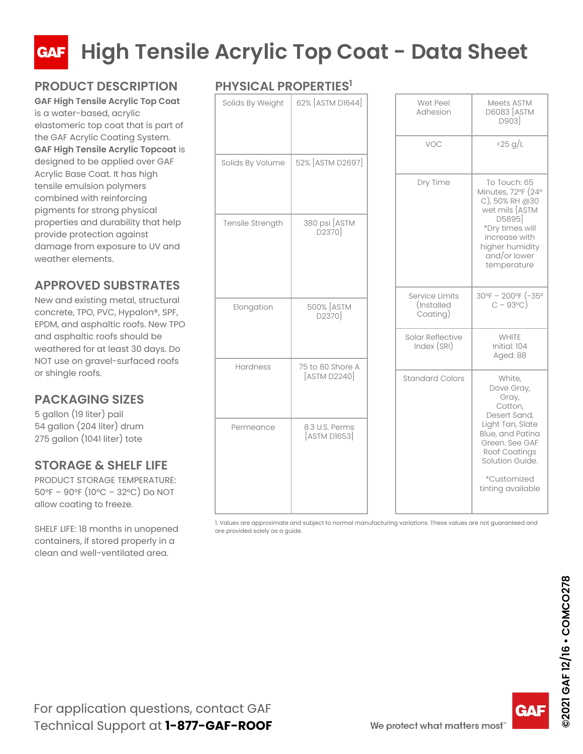# High Tensile Acrylic Top Coat - Data Sheet

## PRODUCT DESCRIPTION

**GAF High Tensile Acrylic Top Coat** is a water-based, acrylic elastomeric top coat that is part of the GAF Acrylic Coating System. **GAF High Tensile Acrylic Topcoat** is designed to be applied over GAF Acrylic Base Coat. It has high tensile emulsion polymers combined with reinforcing pigments for strong physical properties and durability that help provide protection against damage from exposure to UV and weather elements.

## APPROVED SUBSTRATES

New and existing metal, structural concrete, TPO, PVC, Hypalon®, SPF, EPDM, and asphaltic roofs. New TPO and asphaltic roofs should be weathered for at least 30 days. Do NOT use on gravel-surfaced roofs or shingle roofs.

## PACKAGING SIZES

5 gallon (19 liter) pail
54 gallon (204 liter) drum
275 gallon (1041 liter) tote

## STORAGE & SHELF LIFE

PRODUCT STORAGE TEMPERATURE: 50°F – 90°F (10°C – 32°C) Do NOT allow coating to freeze.

SHELF LIFE: 18 months in unopened containers, if stored properly in a clean and well-ventilated area.

## PHYSICAL PROPERTIES[1]

| Property | Value |
|---|---|
| Solids By Weight | 62% [ASTM D1644] |
| Solids By Volume | 52% [ASTM D2697] |
| Tensile Strength | 380 psi [ASTM D2370] |
| Elongation | 500% [ASTM D2370] |
| Hardness | 75 to 80 Shore A [ASTM D2240] |
| Permeance | 8.3 U.S. Perms [ASTM D1653] |
| Wet Peel Adhesion | Meets ASTM D6083 [ASTM D903] |
| VOC | <25 g/L |
| Dry Time | To Touch: 65 Minutes, 72°F (24° C), 50% RH @30 wet mils [ASTM D5895] *Dry times will increase with higher humidity and/or lower temperature |
| Service Limits (Installed Coating) | 30°F – 200°F (-35° C – 93°C) |
| Solar Reflective Index (SRI) | WHITE Initial: 104 Aged: 88 |
| Standard Colors | White, Dove Gray, Gray, Cotton, Desert Sand, Light Tan, Slate Blue, and Patina Green. See GAF Roof Coatings Solution Guide. *Customized tinting available |

1. Values are approximate and subject to normal manufacturing variations. These values are not guaranteed and are provided solely as a guide.

For application questions, contact GAF Technical Support at **1-877-GAF-ROOF**

We protect what matters most™

©2021 GAF 12/16 • COMCO278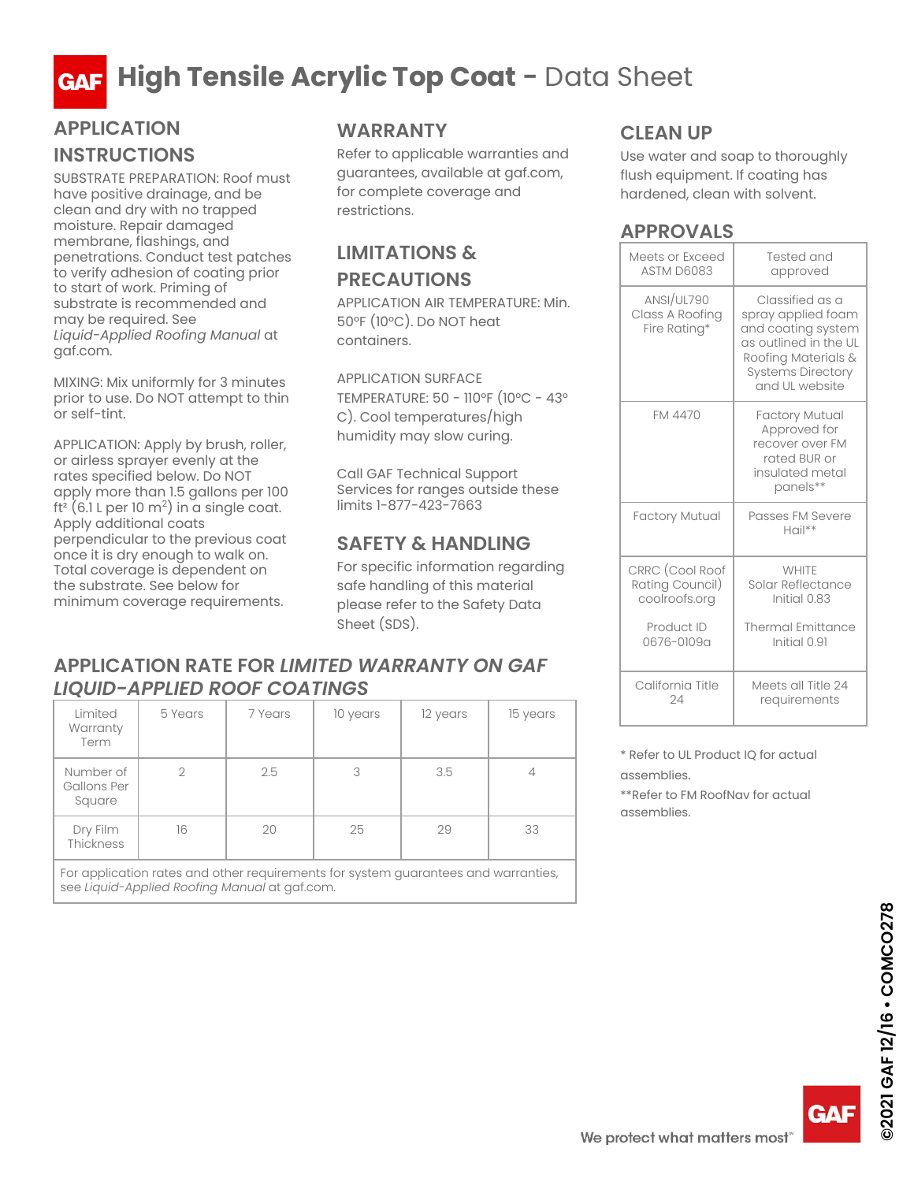# High Tensile Acrylic Top Coat - Data Sheet

## APPLICATION INSTRUCTIONS

SUBSTRATE PREPARATION: Roof must have positive drainage, and be clean and dry with no trapped moisture. Repair damaged membrane, flashings, and penetrations. Conduct test patches to verify adhesion of coating prior to start of work. Priming of substrate is recommended and may be required. See *Liquid-Applied Roofing Manual* at gaf.com.

MIXING: Mix uniformly for 3 minutes prior to use. Do NOT attempt to thin or self-tint.

APPLICATION: Apply by brush, roller, or airless sprayer evenly at the rates specified below. Do NOT apply more than 1.5 gallons per 100 ft² (6.1 L per 10 m²) in a single coat. Apply additional coats perpendicular to the previous coat once it is dry enough to walk on. Total coverage is dependent on the substrate. See below for minimum coverage requirements.

## WARRANTY

Refer to applicable warranties and guarantees, available at gaf.com, for complete coverage and restrictions.

## LIMITATIONS & PRECAUTIONS

APPLICATION AIR TEMPERATURE: Min. 50°F (10°C). Do NOT heat containers.

APPLICATION SURFACE TEMPERATURE: 50 - 110°F (10°C - 43° C). Cool temperatures/high humidity may slow curing.

Call GAF Technical Support Services for ranges outside these limits 1-877-423-7663

## SAFETY & HANDLING

For specific information regarding safe handling of this material please refer to the Safety Data Sheet (SDS).

## APPLICATION RATE FOR *LIMITED WARRANTY ON GAF LIQUID-APPLIED ROOF COATINGS*

| Limited Warranty Term | 5 Years | 7 Years | 10 years | 12 years | 15 years |
|---|---|---|---|---|---|
| Number of Gallons Per Square | 2 | 2.5 | 3 | 3.5 | 4 |
| Dry Film Thickness | 16 | 20 | 25 | 29 | 33 |

For application rates and other requirements for system guarantees and warranties, see *Liquid-Applied Roofing Manual* at gaf.com.

## CLEAN UP

Use water and soap to thoroughly flush equipment. If coating has hardened, clean with solvent.

## APPROVALS

| | |
|---|---|
| Meets or Exceed ASTM D6083 | Tested and approved |
| ANSI/UL790 Class A Roofing Fire Rating* | Classified as a spray applied foam and coating system as outlined in the UL Roofing Materials & Systems Directory and UL website |
| FM 4470 | Factory Mutual Approved for recover over FM rated BUR or insulated metal panels** |
| Factory Mutual | Passes FM Severe Hail** |
| CRRC (Cool Roof Rating Council) coolroofs.org<br><br>Product ID 0676-0109a | WHITE Solar Reflectance Initial 0.83<br><br>Thermal Emittance Initial 0.91 |
| California Title 24 | Meets all Title 24 requirements |

\* Refer to UL Product IQ for actual assemblies.

\*\*Refer to FM RoofNav for actual assemblies.

We protect what matters most™

©2021 GAF 12/16 • COMCO278